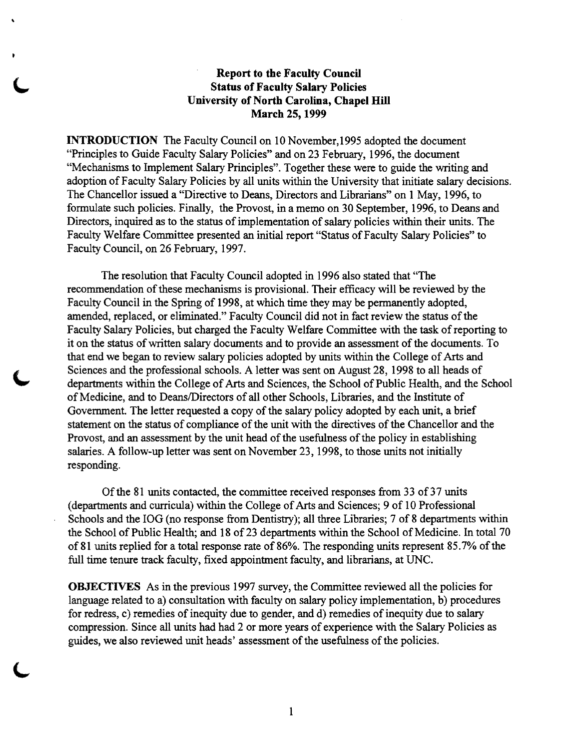**Report to the Faculty Council**
**Status of Faculty Salary Policies**
**University of North Carolina, Chapel Hill**
**March 25, 1999**

**INTRODUCTION** The Faculty Council on 10 November,1995 adopted the document "Principles to Guide Faculty Salary Policies" and on 23 February, 1996, the document "Mechanisms to Implement Salary Principles". Together these were to guide the writing and adoption of Faculty Salary Policies by all units within the University that initiate salary decisions. The Chancellor issued a "Directive to Deans, Directors and Librarians" on 1 May, 1996, to formulate such policies. Finally, the Provost, in a memo on 30 September, 1996, to Deans and Directors, inquired as to the status of implementation of salary policies within their units. The Faculty Welfare Committee presented an initial report "Status of Faculty Salary Policies" to Faculty Council, on 26 February, 1997.

The resolution that Faculty Council adopted in 1996 also stated that "The recommendation of these mechanisms is provisional. Their efficacy will be reviewed by the Faculty Council in the Spring of 1998, at which time they may be permanently adopted, amended, replaced, or eliminated." Faculty Council did not in fact review the status of the Faculty Salary Policies, but charged the Faculty Welfare Committee with the task of reporting to it on the status of written salary documents and to provide an assessment of the documents. To that end we began to review salary policies adopted by units within the College of Arts and Sciences and the professional schools. A letter was sent on August 28, 1998 to all heads of departments within the College of Arts and Sciences, the School of Public Health, and the School of Medicine, and to Deans/Directors of all other Schools, Libraries, and the Institute of Government. The letter requested a copy of the salary policy adopted by each unit, a brief statement on the status of compliance of the unit with the directives of the Chancellor and the Provost, and an assessment by the unit head of the usefulness of the policy in establishing salaries. A follow-up letter was sent on November 23, 1998, to those units not initially responding.

Of the 81 units contacted, the committee received responses from 33 of 37 units (departments and curricula) within the College of Arts and Sciences; 9 of 10 Professional Schools and the IOG (no response from Dentistry); all three Libraries; 7 of 8 departments within the School of Public Health; and 18 of 23 departments within the School of Medicine. In total 70 of 81 units replied for a total response rate of 86%. The responding units represent 85.7% of the full time tenure track faculty, fixed appointment faculty, and librarians, at UNC.

**OBJECTIVES** As in the previous 1997 survey, the Committee reviewed all the policies for language related to a) consultation with faculty on salary policy implementation, b) procedures for redress, c) remedies of inequity due to gender, and d) remedies of inequity due to salary compression. Since all units had had 2 or more years of experience with the Salary Policies as guides, we also reviewed unit heads' assessment of the usefulness of the policies.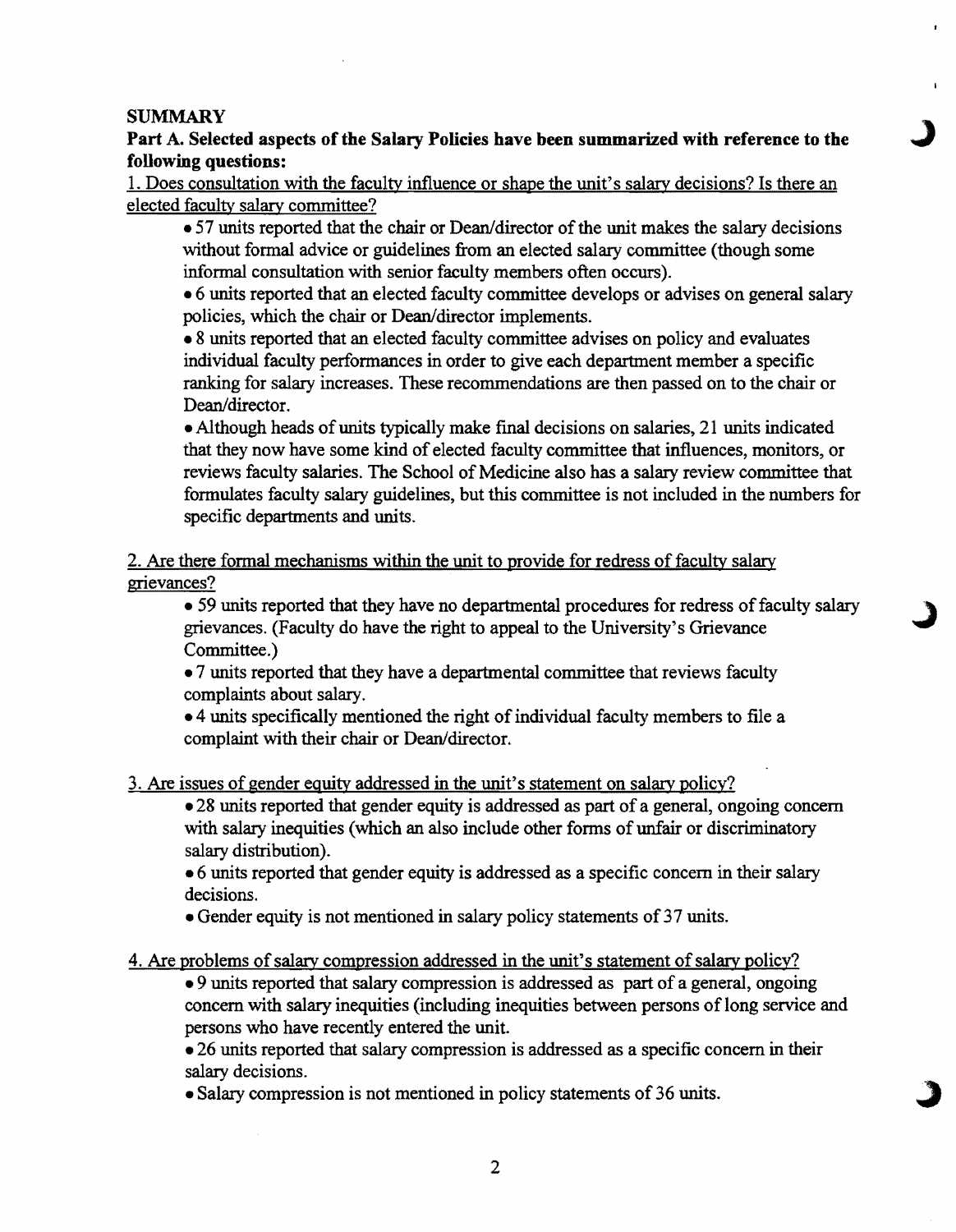**SUMMARY**

**Part A. Selected aspects of the Salary Policies have been summarized with reference to the following questions:**

1. Does consultation with the faculty influence or shape the unit's salary decisions? Is there an elected faculty salary committee?

   - 57 units reported that the chair or Dean/director of the unit makes the salary decisions without formal advice or guidelines from an elected salary committee (though some informal consultation with senior faculty members often occurs).
   - 6 units reported that an elected faculty committee develops or advises on general salary policies, which the chair or Dean/director implements.
   - 8 units reported that an elected faculty committee advises on policy and evaluates individual faculty performances in order to give each department member a specific ranking for salary increases. These recommendations are then passed on to the chair or Dean/director.
   - Although heads of units typically make final decisions on salaries, 21 units indicated that they now have some kind of elected faculty committee that influences, monitors, or reviews faculty salaries. The School of Medicine also has a salary review committee that formulates faculty salary guidelines, but this committee is not included in the numbers for specific departments and units.

2. Are there formal mechanisms within the unit to provide for redress of faculty salary grievances?

   - 59 units reported that they have no departmental procedures for redress of faculty salary grievances. (Faculty do have the right to appeal to the University's Grievance Committee.)
   - 7 units reported that they have a departmental committee that reviews faculty complaints about salary.
   - 4 units specifically mentioned the right of individual faculty members to file a complaint with their chair or Dean/director.

3. Are issues of gender equity addressed in the unit's statement on salary policy?

   - 28 units reported that gender equity is addressed as part of a general, ongoing concern with salary inequities (which an also include other forms of unfair or discriminatory salary distribution).
   - 6 units reported that gender equity is addressed as a specific concern in their salary decisions.
   - Gender equity is not mentioned in salary policy statements of 37 units.

4. Are problems of salary compression addressed in the unit's statement of salary policy?

   - 9 units reported that salary compression is addressed as part of a general, ongoing concern with salary inequities (including inequities between persons of long service and persons who have recently entered the unit.
   - 26 units reported that salary compression is addressed as a specific concern in their salary decisions.
   - Salary compression is not mentioned in policy statements of 36 units.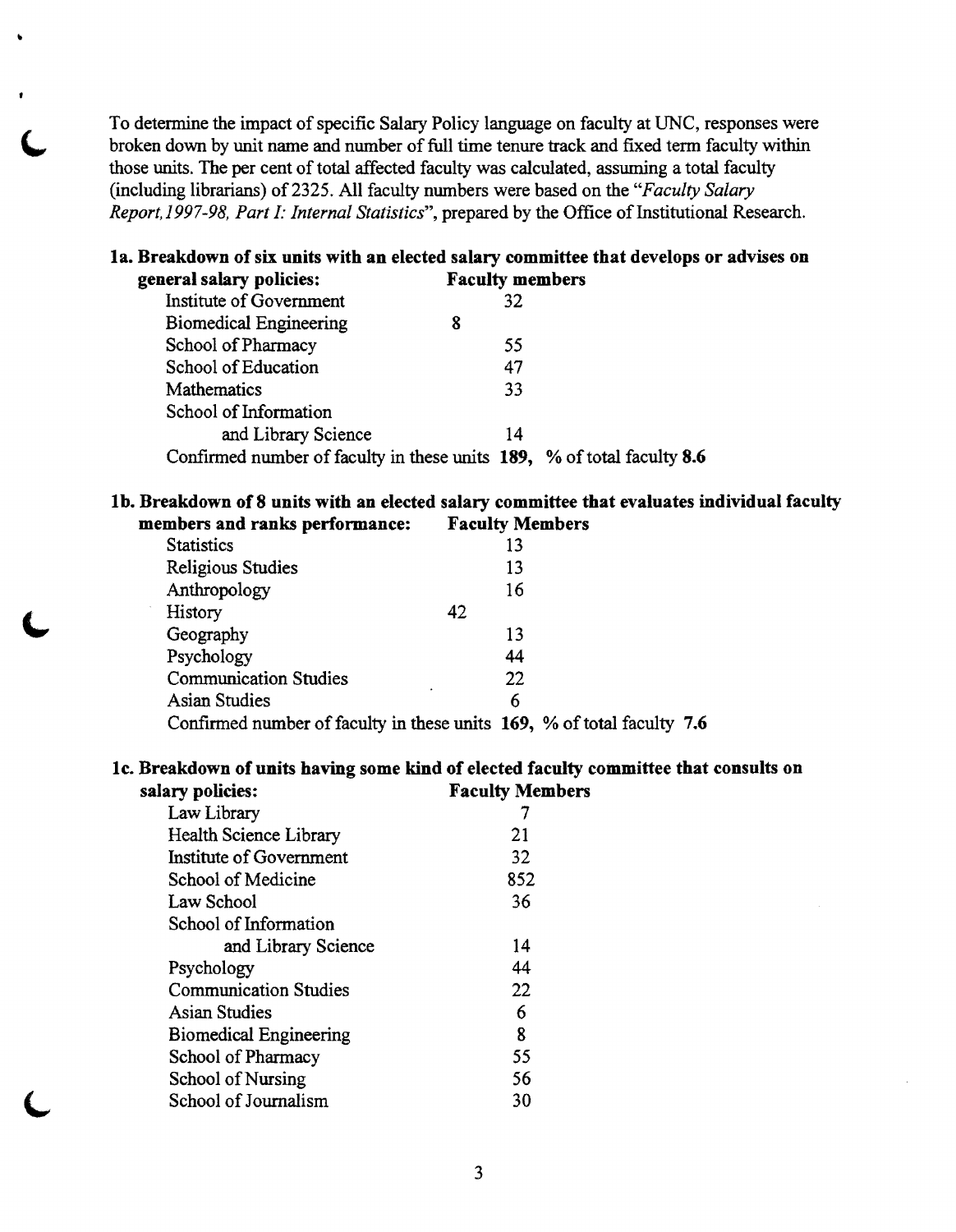To determine the impact of specific Salary Policy language on faculty at UNC, responses were broken down by unit name and number of full time tenure track and fixed term faculty within those units. The per cent of total affected faculty was calculated, assuming a total faculty (including librarians) of 2325. All faculty numbers were based on the "*Faculty Salary Report, 1997-98, Part I: Internal Statistics*", prepared by the Office of Institutional Research.

**1a. Breakdown of six units with an elected salary committee that develops or advises on general salary policies:**

| Unit | Faculty members |
|---|---|
| Institute of Government | 32 |
| Biomedical Engineering | 8 |
| School of Pharmacy | 55 |
| School of Education | 47 |
| Mathematics | 33 |
| School of Information and Library Science | 14 |

Confirmed number of faculty in these units **189**, % of total faculty **8.6**

**1b. Breakdown of 8 units with an elected salary committee that evaluates individual faculty members and ranks performance:**

| Unit | Faculty Members |
|---|---|
| Statistics | 13 |
| Religious Studies | 13 |
| Anthropology | 16 |
| History | 42 |
| Geography | 13 |
| Psychology | 44 |
| Communication Studies | 22 |
| Asian Studies | 6 |

Confirmed number of faculty in these units **169**, % of total faculty **7.6**

**1c. Breakdown of units having some kind of elected faculty committee that consults on salary policies:**

| Unit | Faculty Members |
|---|---|
| Law Library | 7 |
| Health Science Library | 21 |
| Institute of Government | 32 |
| School of Medicine | 852 |
| Law School | 36 |
| School of Information and Library Science | 14 |
| Psychology | 44 |
| Communication Studies | 22 |
| Asian Studies | 6 |
| Biomedical Engineering | 8 |
| School of Pharmacy | 55 |
| School of Nursing | 56 |
| School of Journalism | 30 |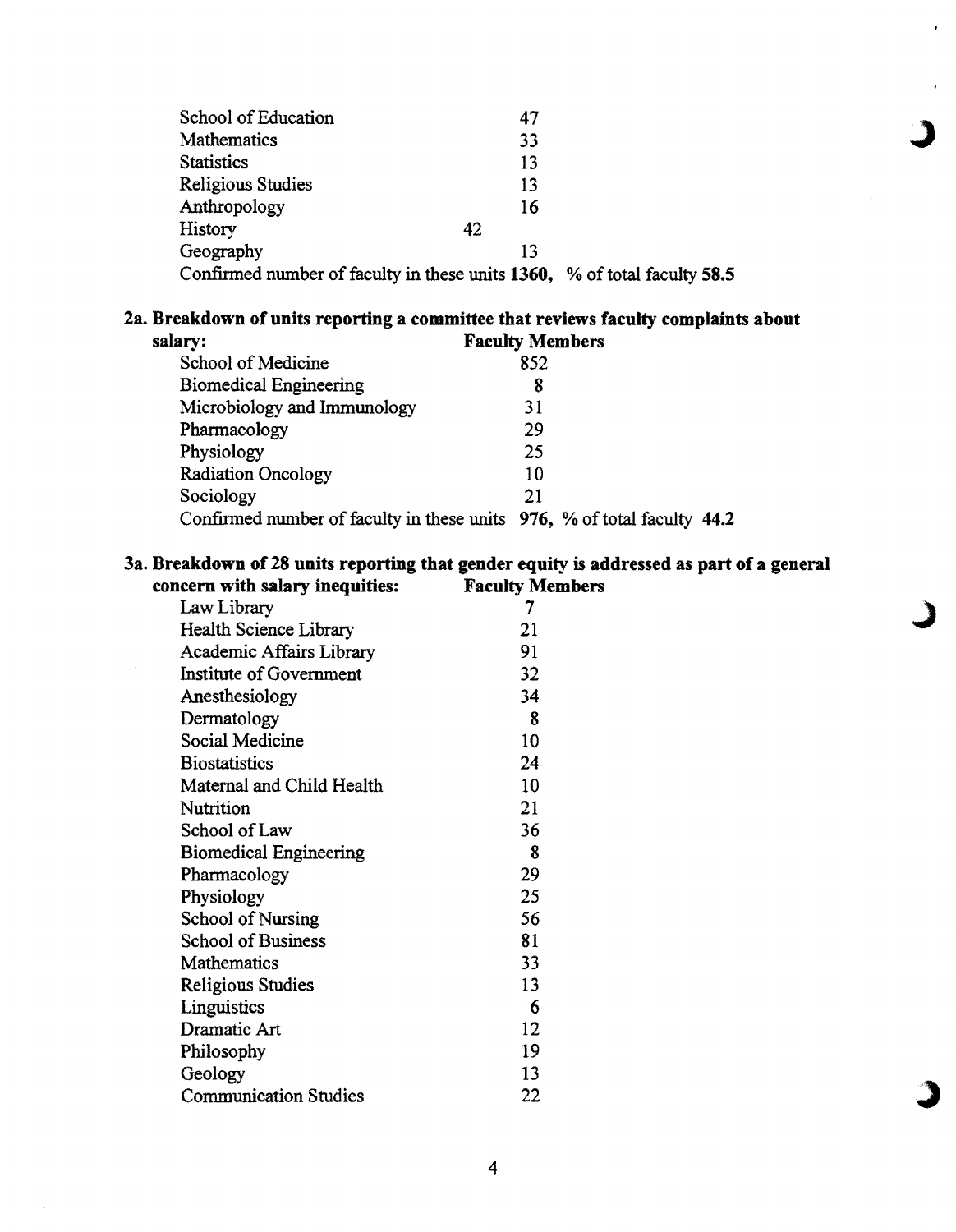| | |
|---|---|
| School of Education | 47 |
| Mathematics | 33 |
| Statistics | 13 |
| Religious Studies | 13 |
| Anthropology | 16 |
| History | 42 |
| Geography | 13 |

Confirmed number of faculty in these units **1360**, % of total faculty **58.5**

**2a. Breakdown of units reporting a committee that reviews faculty complaints about salary:**

| | **Faculty Members** |
|---|---|
| School of Medicine | 852 |
| Biomedical Engineering | 8 |
| Microbiology and Immunology | 31 |
| Pharmacology | 29 |
| Physiology | 25 |
| Radiation Oncology | 10 |
| Sociology | 21 |

Confirmed number of faculty in these units **976**, % of total faculty **44.2**

**3a. Breakdown of 28 units reporting that gender equity is addressed as part of a general concern with salary inequities:**

| | **Faculty Members** |
|---|---|
| Law Library | 7 |
| Health Science Library | 21 |
| Academic Affairs Library | 91 |
| Institute of Government | 32 |
| Anesthesiology | 34 |
| Dermatology | 8 |
| Social Medicine | 10 |
| Biostatistics | 24 |
| Maternal and Child Health | 10 |
| Nutrition | 21 |
| School of Law | 36 |
| Biomedical Engineering | 8 |
| Pharmacology | 29 |
| Physiology | 25 |
| School of Nursing | 56 |
| School of Business | 81 |
| Mathematics | 33 |
| Religious Studies | 13 |
| Linguistics | 6 |
| Dramatic Art | 12 |
| Philosophy | 19 |
| Geology | 13 |
| Communication Studies | 22 |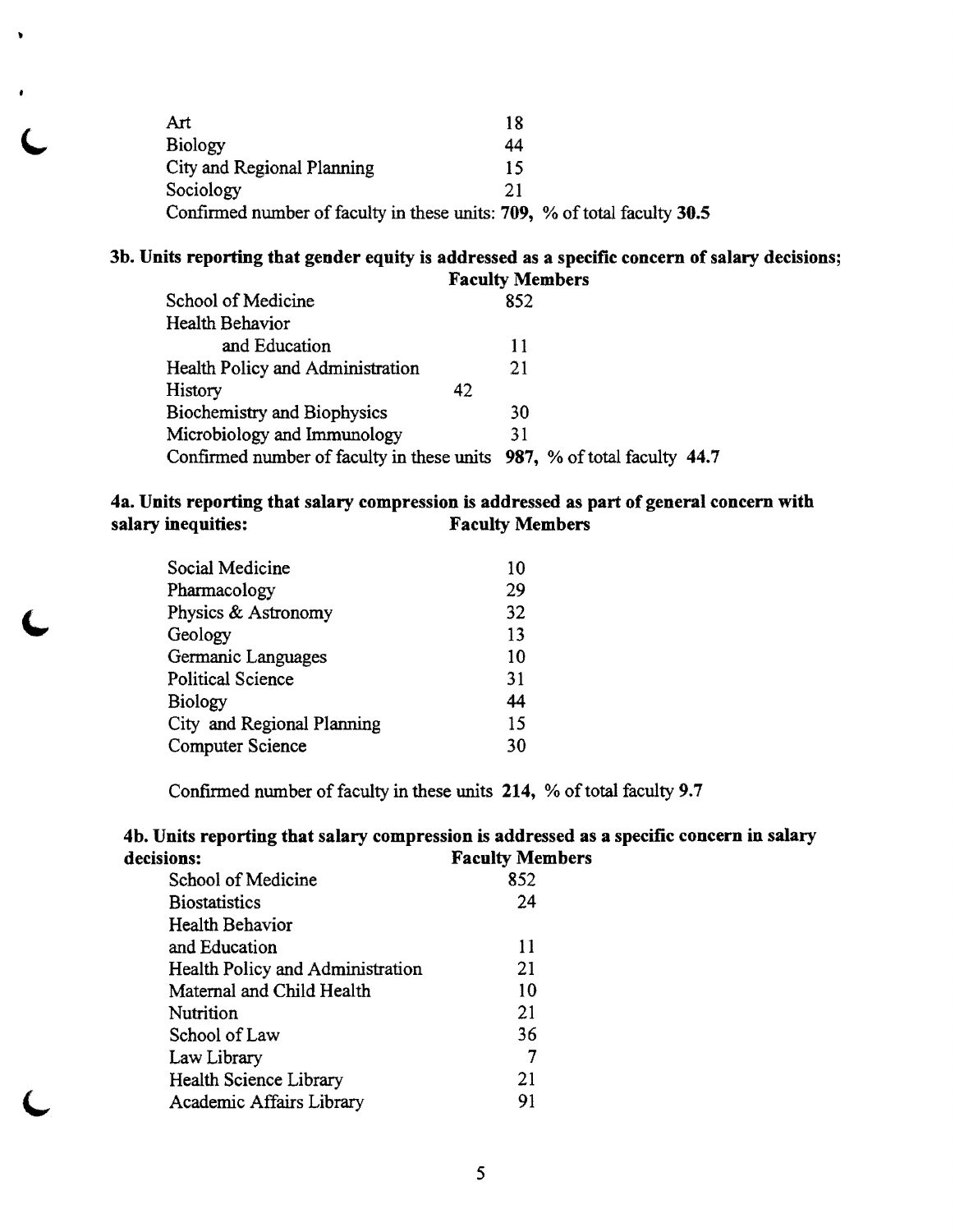| | |
|---|---|
| Art | 18 |
| Biology | 44 |
| City and Regional Planning | 15 |
| Sociology | 21 |

Confirmed number of faculty in these units: **709**, % of total faculty **30.5**

**3b. Units reporting that gender equity is addressed as a specific concern of salary decisions;**

| | Faculty Members |
|---|---|
| School of Medicine | 852 |
| Health Behavior and Education | 11 |
| Health Policy and Administration | 21 |
| History | 42 |
| Biochemistry and Biophysics | 30 |
| Microbiology and Immunology | 31 |

Confirmed number of faculty in these units **987**, % of total faculty **44.7**

**4a. Units reporting that salary compression is addressed as part of general concern with salary inequities:**

| | Faculty Members |
|---|---|
| Social Medicine | 10 |
| Pharmacology | 29 |
| Physics & Astronomy | 32 |
| Geology | 13 |
| Germanic Languages | 10 |
| Political Science | 31 |
| Biology | 44 |
| City and Regional Planning | 15 |
| Computer Science | 30 |

Confirmed number of faculty in these units **214**, % of total faculty **9.7**

**4b. Units reporting that salary compression is addressed as a specific concern in salary decisions:**

| | Faculty Members |
|---|---|
| School of Medicine | 852 |
| Biostatistics | 24 |
| Health Behavior and Education | 11 |
| Health Policy and Administration | 21 |
| Maternal and Child Health | 10 |
| Nutrition | 21 |
| School of Law | 36 |
| Law Library | 7 |
| Health Science Library | 21 |
| Academic Affairs Library | 91 |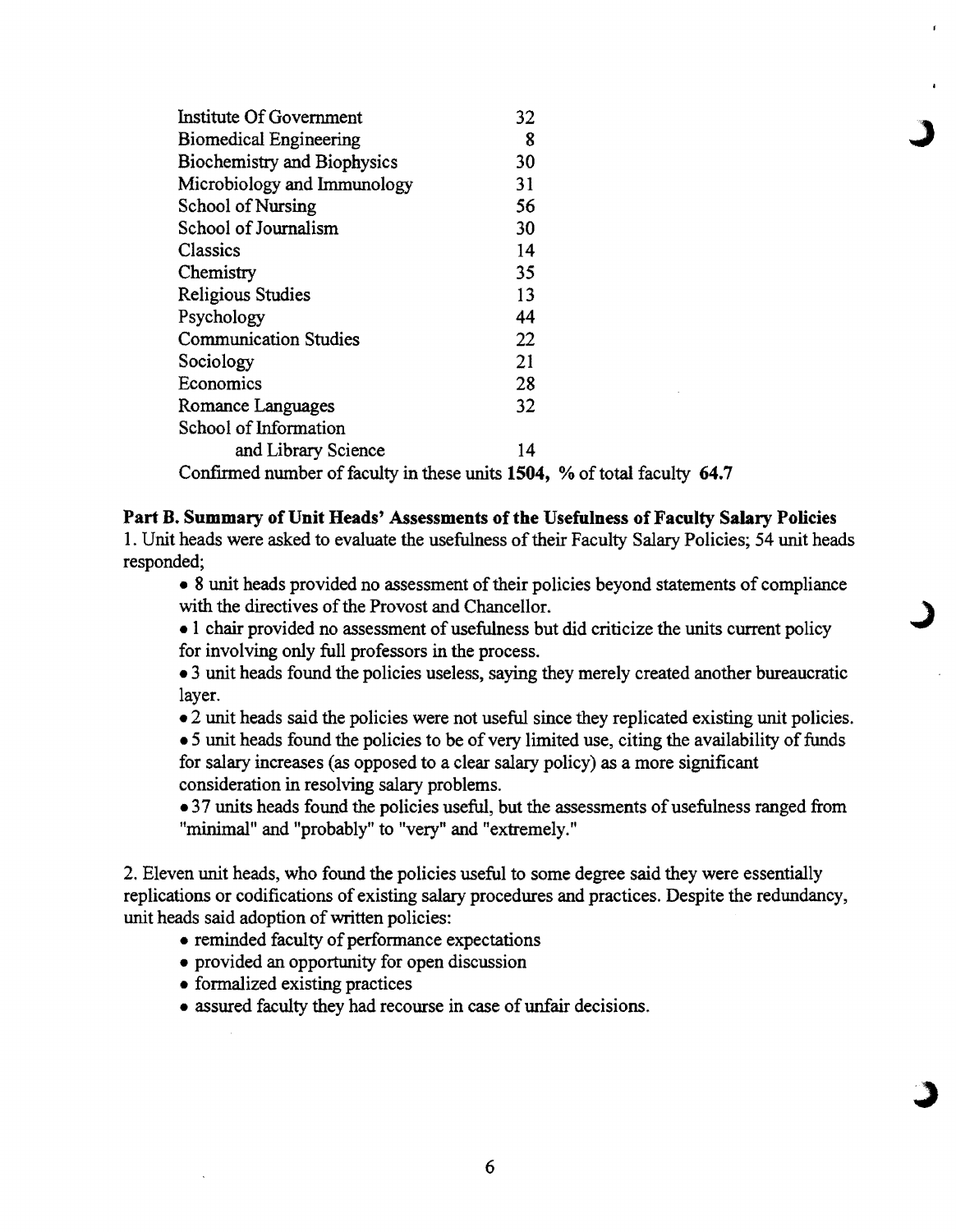| | |
|---|---|
| Institute Of Government | 32 |
| Biomedical Engineering | 8 |
| Biochemistry and Biophysics | 30 |
| Microbiology and Immunology | 31 |
| School of Nursing | 56 |
| School of Journalism | 30 |
| Classics | 14 |
| Chemistry | 35 |
| Religious Studies | 13 |
| Psychology | 44 |
| Communication Studies | 22 |
| Sociology | 21 |
| Economics | 28 |
| Romance Languages | 32 |
| School of Information and Library Science | 14 |

Confirmed number of faculty in these units **1504**, % of total faculty **64.7**

**Part B. Summary of Unit Heads' Assessments of the Usefulness of Faculty Salary Policies**

1. Unit heads were asked to evaluate the usefulness of their Faculty Salary Policies; 54 unit heads responded;

- 8 unit heads provided no assessment of their policies beyond statements of compliance with the directives of the Provost and Chancellor.
- 1 chair provided no assessment of usefulness but did criticize the units current policy for involving only full professors in the process.
- 3 unit heads found the policies useless, saying they merely created another bureaucratic layer.
- 2 unit heads said the policies were not useful since they replicated existing unit policies.
- 5 unit heads found the policies to be of very limited use, citing the availability of funds for salary increases (as opposed to a clear salary policy) as a more significant consideration in resolving salary problems.
- 37 units heads found the policies useful, but the assessments of usefulness ranged from "minimal" and "probably" to "very" and "extremely."

2. Eleven unit heads, who found the policies useful to some degree said they were essentially replications or codifications of existing salary procedures and practices. Despite the redundancy, unit heads said adoption of written policies:

- reminded faculty of performance expectations
- provided an opportunity for open discussion
- formalized existing practices
- assured faculty they had recourse in case of unfair decisions.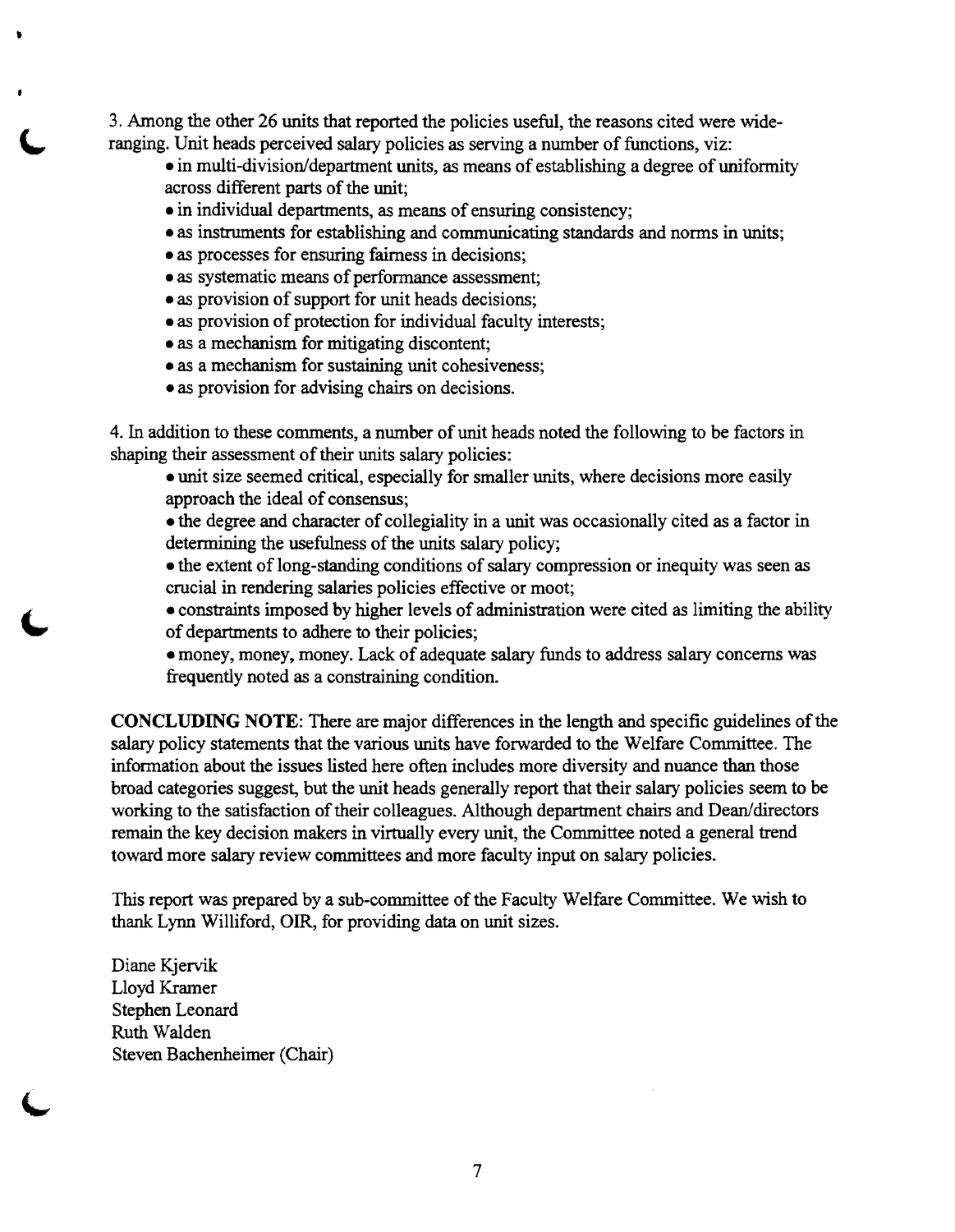3. Among the other 26 units that reported the policies useful, the reasons cited were wide-ranging. Unit heads perceived salary policies as serving a number of functions, viz:

- in multi-division/department units, as means of establishing a degree of uniformity across different parts of the unit;
- in individual departments, as means of ensuring consistency;
- as instruments for establishing and communicating standards and norms in units;
- as processes for ensuring fairness in decisions;
- as systematic means of performance assessment;
- as provision of support for unit heads decisions;
- as provision of protection for individual faculty interests;
- as a mechanism for mitigating discontent;
- as a mechanism for sustaining unit cohesiveness;
- as provision for advising chairs on decisions.

4. In addition to these comments, a number of unit heads noted the following to be factors in shaping their assessment of their units salary policies:

- unit size seemed critical, especially for smaller units, where decisions more easily approach the ideal of consensus;
- the degree and character of collegiality in a unit was occasionally cited as a factor in determining the usefulness of the units salary policy;
- the extent of long-standing conditions of salary compression or inequity was seen as crucial in rendering salaries policies effective or moot;
- constraints imposed by higher levels of administration were cited as limiting the ability of departments to adhere to their policies;
- money, money, money. Lack of adequate salary funds to address salary concerns was frequently noted as a constraining condition.

**CONCLUDING NOTE**: There are major differences in the length and specific guidelines of the salary policy statements that the various units have forwarded to the Welfare Committee. The information about the issues listed here often includes more diversity and nuance than those broad categories suggest, but the unit heads generally report that their salary policies seem to be working to the satisfaction of their colleagues. Although department chairs and Dean/directors remain the key decision makers in virtually every unit, the Committee noted a general trend toward more salary review committees and more faculty input on salary policies.

This report was prepared by a sub-committee of the Faculty Welfare Committee. We wish to thank Lynn Williford, OIR, for providing data on unit sizes.

Diane Kjervik
Lloyd Kramer
Stephen Leonard
Ruth Walden
Steven Bachenheimer (Chair)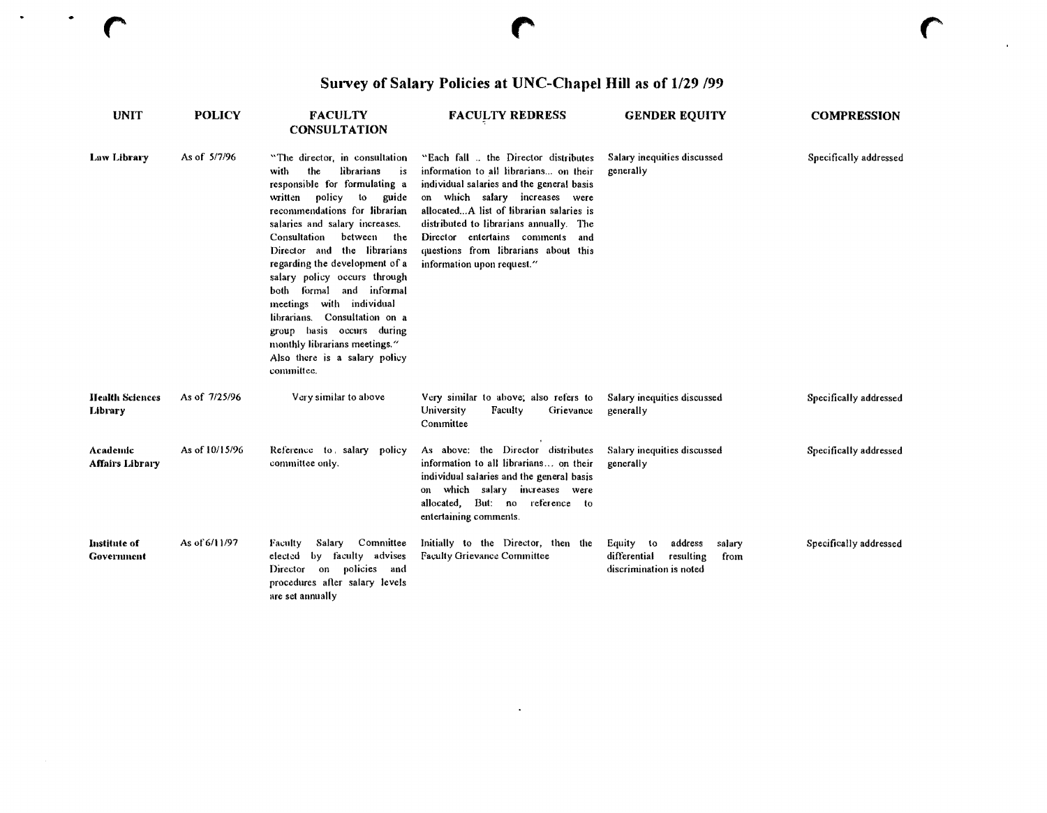## Survey of Salary Policies at UNC-Chapel Hill as of 1/29 /99

| UNIT | POLICY | FACULTY CONSULTATION | FACULTY REDRESS | GENDER EQUITY | COMPRESSION |
|---|---|---|---|---|---|
| **Law Library** | As of 5/7/96 | "The director, in consultation with the librarians is responsible for formulating a written policy to guide recommendations for librarian salaries and salary increases. Consultation between the Director and the librarians regarding the development of a salary policy occurs through both formal and informal meetings with individual librarians. Consultation on a group basis occurs during monthly librarians meetings." Also there is a salary policy committee. | "Each fall .. the Director distributes information to all librarians... on their individual salaries and the general basis on which salary increases were allocated...A list of librarian salaries is distributed to librarians annually. The Director entertains comments and questions from librarians about this information upon request." | Salary inequities discussed generally | Specifically addressed |
| **Health Sciences Library** | As of 7/25/96 | Very similar to above | Very similar to above; also refers to University Faculty Grievance Committee | Salary inequities discussed generally | Specifically addressed |
| **Academic Affairs Library** | As of 10/15/96 | Reference to salary policy committee only. | As above: the Director distributes information to all librarians... on their individual salaries and the general basis on which salary increases were allocated, But: no reference to entertaining comments. | Salary inequities discussed generally | Specifically addressed |
| **Institute of Government** | As of 6/11/97 | Faculty Salary Committee elected by faculty advises Director on policies and procedures after salary levels are set annually | Initially to the Director, then the Faculty Grievance Committee | Equity to address salary differential resulting from discrimination is noted | Specifically addressed |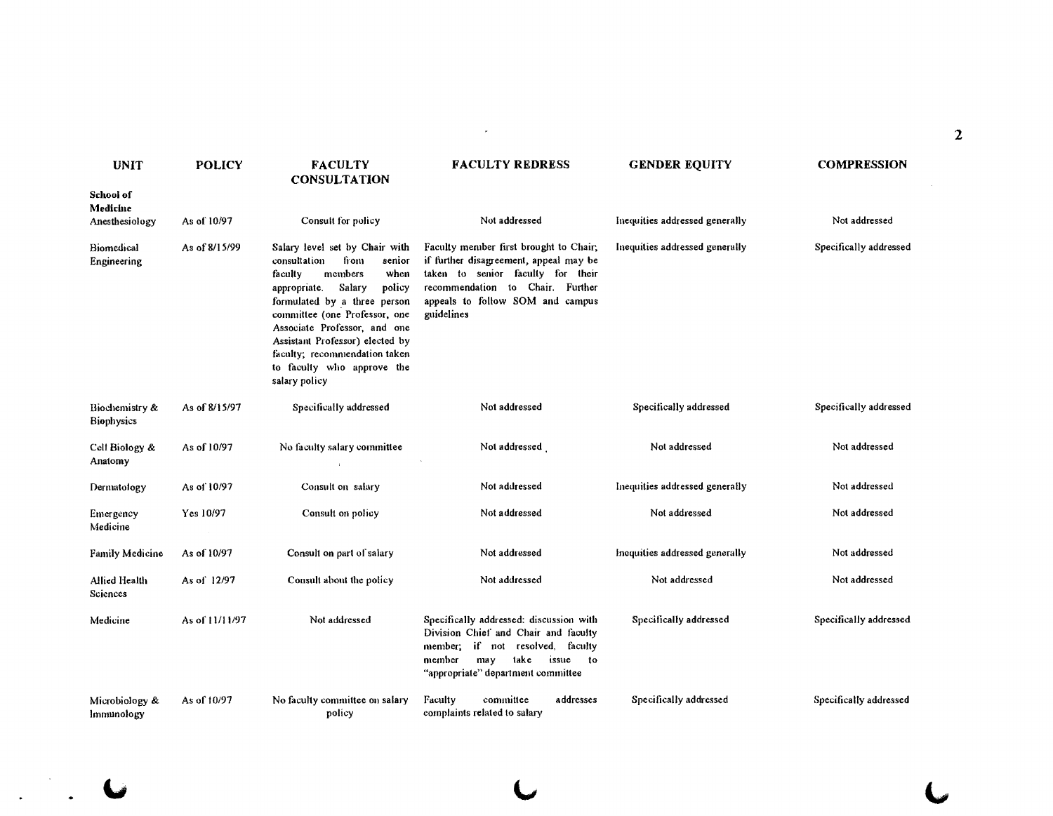| UNIT | POLICY | FACULTY CONSULTATION | FACULTY REDRESS | GENDER EQUITY | COMPRESSION |
|---|---|---|---|---|---|
| **School of Medicine** | | | | | |
| Anesthesiology | As of 10/97 | Consult for policy | Not addressed | Inequities addressed generally | Not addressed |
| Biomedical Engineering | As of 8/15/99 | Salary level set by Chair with consultation from senior faculty members when appropriate. Salary policy formulated by a three person committee (one Professor, one Associate Professor, and one Assistant Professor) elected by faculty; recommendation taken to faculty who approve the salary policy | Faculty member first brought to Chair; if further disagreement, appeal may be taken to senior faculty for their recommendation to Chair. Further appeals to follow SOM and campus guidelines | Inequities addressed generally | Specifically addressed |
| Biochemistry & Biophysics | As of 8/15/97 | Specifically addressed | Not addressed | Specifically addressed | Specifically addressed |
| Cell Biology & Anatomy | As of 10/97 | No faculty salary committee | Not addressed | Not addressed | Not addressed |
| Dermatology | As of 10/97 | Consult on salary | Not addressed | Inequities addressed generally | Not addressed |
| Emergency Medicine | Yes 10/97 | Consult on policy | Not addressed | Not addressed | Not addressed |
| Family Medicine | As of 10/97 | Consult on part of salary | Not addressed | Inequities addressed generally | Not addressed |
| Allied Health Sciences | As of 12/97 | Consult about the policy | Not addressed | Not addressed | Not addressed |
| Medicine | As of 11/11/97 | Not addressed | Specifically addressed: discussion with Division Chief and Chair and faculty member; if not resolved, faculty member may take issue to "appropriate" department committee | Specifically addressed | Specifically addressed |
| Microbiology & Immunology | As of 10/97 | No faculty committee on salary policy | Faculty committee addresses complaints related to salary | Specifically addressed | Specifically addressed |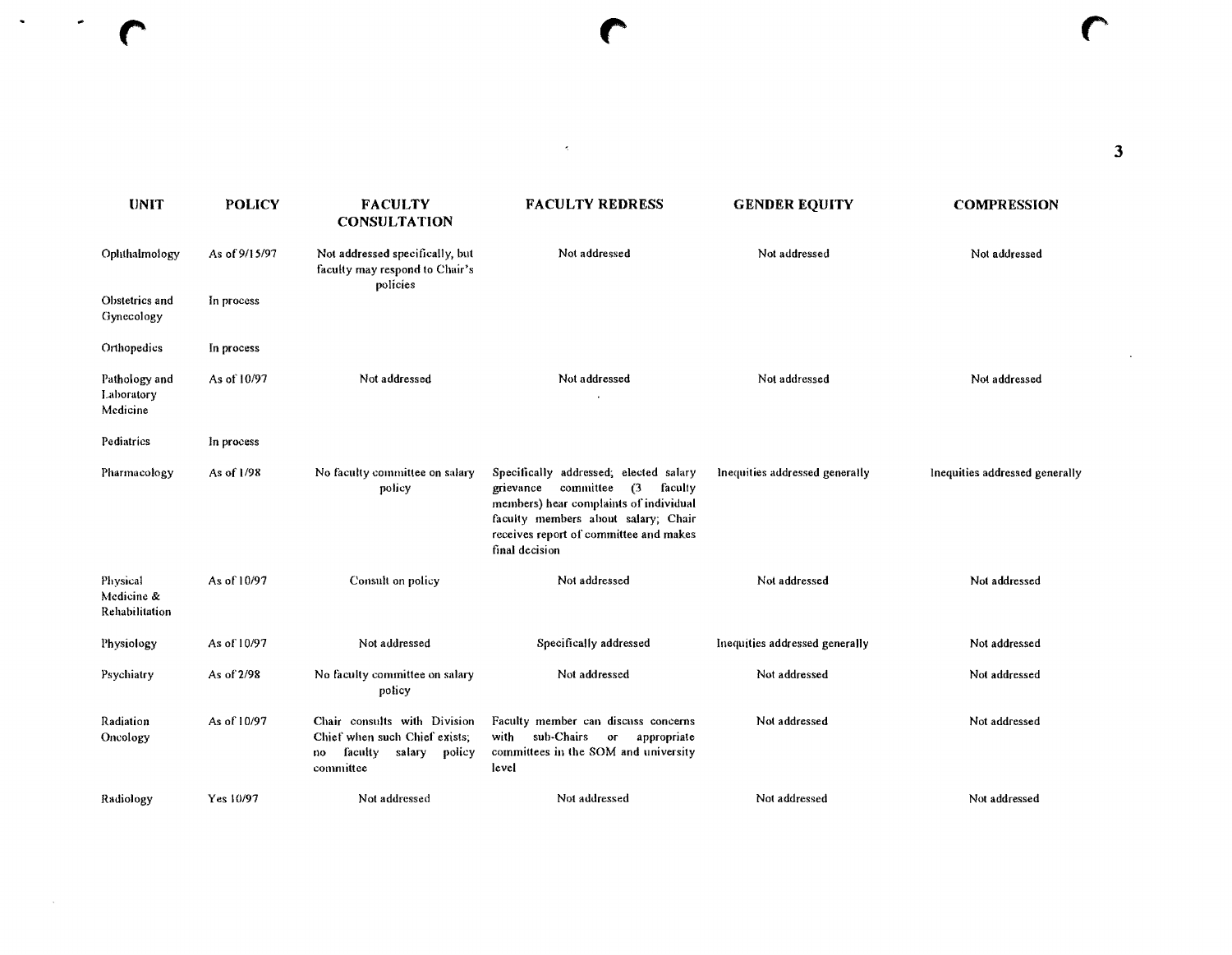| UNIT | POLICY | FACULTY CONSULTATION | FACULTY REDRESS | GENDER EQUITY | COMPRESSION |
|---|---|---|---|---|---|
| Ophthalmology | As of 9/15/97 | Not addressed specifically, but faculty may respond to Chair's policies | Not addressed | Not addressed | Not addressed |
| Obstetrics and Gynecology | In process | | | | |
| Orthopedics | In process | | | | |
| Pathology and Laboratory Medicine | As of 10/97 | Not addressed | Not addressed | Not addressed | Not addressed |
| Pediatrics | In process | | | | |
| Pharmacology | As of 1/98 | No faculty committee on salary policy | Specifically addressed; elected salary grievance committee (3 faculty members) hear complaints of individual faculty members about salary; Chair receives report of committee and makes final decision | Inequities addressed generally | Inequities addressed generally |
| Physical Medicine & Rehabilitation | As of 10/97 | Consult on policy | Not addressed | Not addressed | Not addressed |
| Physiology | As of 10/97 | Not addressed | Specifically addressed | Inequities addressed generally | Not addressed |
| Psychiatry | As of 2/98 | No faculty committee on salary policy | Not addressed | Not addressed | Not addressed |
| Radiation Oncology | As of 10/97 | Chair consults with Division Chief when such Chief exists; no faculty salary policy committee | Faculty member can discuss concerns with sub-Chairs or appropriate committees in the SOM and university level | Not addressed | Not addressed |
| Radiology | Yes 10/97 | Not addressed | Not addressed | Not addressed | Not addressed |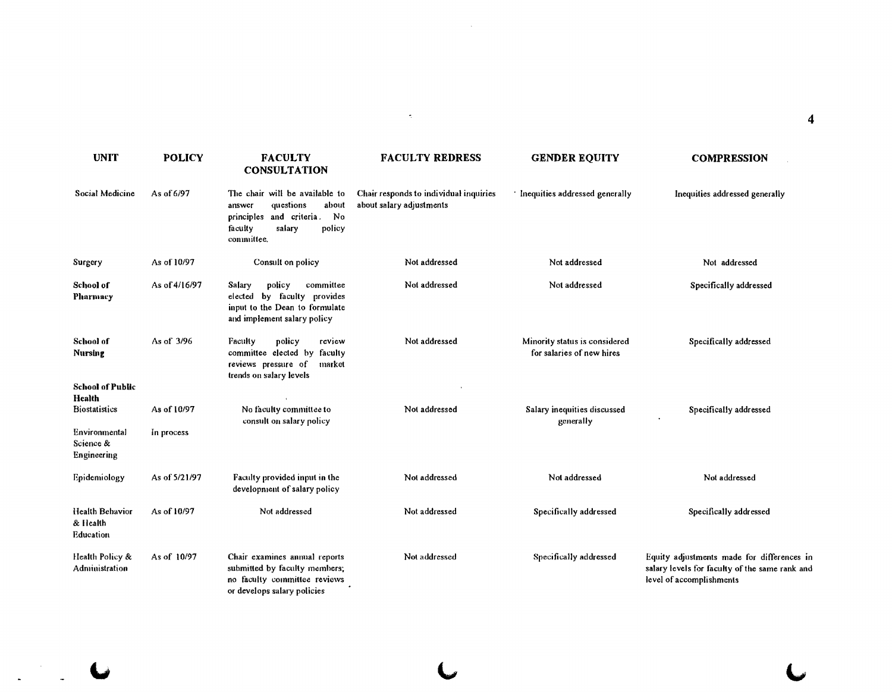| UNIT | POLICY | FACULTY CONSULTATION | FACULTY REDRESS | GENDER EQUITY | COMPRESSION |
|---|---|---|---|---|---|
| Social Medicine | As of 6/97 | The chair will be available to answer questions about principles and criteria. No faculty salary policy committee. | Chair responds to individual inquiries about salary adjustments | Inequities addressed generally | Inequities addressed generally |
| Surgery | As of 10/97 | Consult on policy | Not addressed | Not addressed | Not addressed |
| **School of Pharmacy** | As of 4/16/97 | Salary policy committee elected by faculty provides input to the Dean to formulate and implement salary policy | Not addressed | Not addressed | Specifically addressed |
| **School of Nursing** | As of 3/96 | Faculty policy review committee elected by faculty reviews pressure of market trends on salary levels | Not addressed | Minority status is considered for salaries of new hires | Specifically addressed |
| **School of Public Health** | | | | | |
| Biostatistics | As of 10/97 | No faculty committee to consult on salary policy | Not addressed | Salary inequities discussed generally | Specifically addressed |
| Environmental Science & Engineering | In process | | | | |
| Epidemiology | As of 5/21/97 | Faculty provided input in the development of salary policy | Not addressed | Not addressed | Not addressed |
| Health Behavior & Health Education | As of 10/97 | Not addressed | Not addressed | Specifically addressed | Specifically addressed |
| Health Policy & Administration | As of 10/97 | Chair examines annual reports submitted by faculty members; no faculty committee reviews or develops salary policies | Not addressed | Specifically addressed | Equity adjustments made for differences in salary levels for faculty of the same rank and level of accomplishments |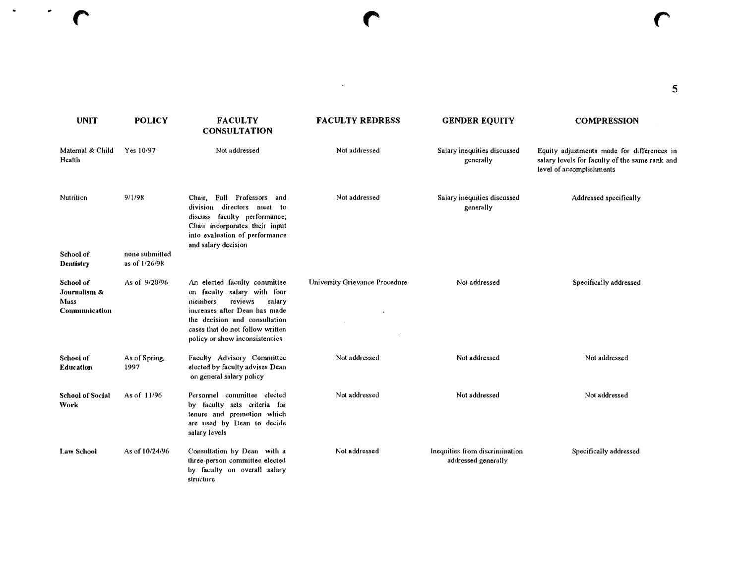| UNIT | POLICY | FACULTY CONSULTATION | FACULTY REDRESS | GENDER EQUITY | COMPRESSION |
|---|---|---|---|---|---|
| Maternal & Child Health | Yes 10/97 | Not addressed | Not addressed | Salary inequities discussed generally | Equity adjustments made for differences in salary levels for faculty of the same rank and level of accomplishments |
| Nutrition | 9/1/98 | Chair, Full Professors and division directors meet to discuss faculty performance; Chair incorporates their input into evaluation of performance and salary decision | Not addressed | Salary inequities discussed generally | Addressed specifically |
| **School of Dentistry** | none submitted as of 1/26/98 | | | | |
| **School of Journalism & Mass Communication** | As of 9/20/96 | An elected faculty committee on faculty salary with four members reviews salary increases after Dean has made the decision and consultation cases that do not follow written policy or show inconsistencies | University Grievance Procedure | Not addressed | Specifically addressed |
| **School of Education** | As of Spring, 1997 | Faculty Advisory Committee elected by faculty advises Dean on general salary policy | Not addressed | Not addressed | Not addressed |
| **School of Social Work** | As of 11/96 | Personnel committee elected by faculty sets criteria for tenure and promotion which are used by Dean to decide salary levels | Not addressed | Not addressed | Not addressed |
| **Law School** | As of 10/24/96 | Consultation by Dean with a three-person committee elected by faculty on overall salary structure | Not addressed | Inequities from discrimination addressed generally | Specifically addressed |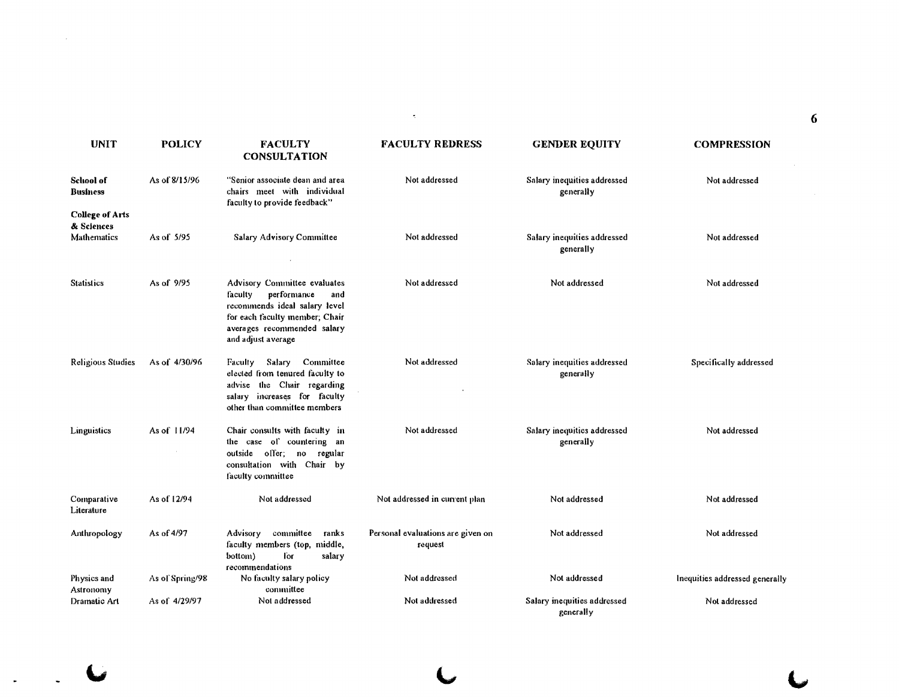| UNIT | POLICY | FACULTY CONSULTATION | FACULTY REDRESS | GENDER EQUITY | COMPRESSION |
|---|---|---|---|---|---|
| **School of Business** | As of 8/15/96 | "Senior associate dean and area chairs meet with individual faculty to provide feedback" | Not addressed | Salary inequities addressed generally | Not addressed |
| **College of Arts & Sciences** | | | | | |
| Mathematics | As of 5/95 | Salary Advisory Committee | Not addressed | Salary inequities addressed generally | Not addressed |
| Statistics | As of 9/95 | Advisory Committee evaluates faculty performance and recommends ideal salary level for each faculty member; Chair averages recommended salary and adjust average | Not addressed | Not addressed | Not addressed |
| Religious Studies | As of 4/30/96 | Faculty Salary Committee elected from tenured faculty to advise the Chair regarding salary increases for faculty other than committee members | Not addressed | Salary inequities addressed generally | Specifically addressed |
| Linguistics | As of 11/94 | Chair consults with faculty in the case of countering an outside offer; no regular consultation with Chair by faculty committee | Not addressed | Salary inequities addressed generally | Not addressed |
| Comparative Literature | As of 12/94 | Not addressed | Not addressed in current plan | Not addressed | Not addressed |
| Anthropology | As of 4/97 | Advisory committee ranks faculty members (top, middle, bottom) for salary recommendations | Personal evaluations are given on request | Not addressed | Not addressed |
| Physics and Astronomy | As of Spring/98 | No faculty salary policy committee | Not addressed | Not addressed | Inequities addressed generally |
| Dramatic Art | As of 4/29/97 | Not addressed | Not addressed | Salary inequities addressed generally | Not addressed |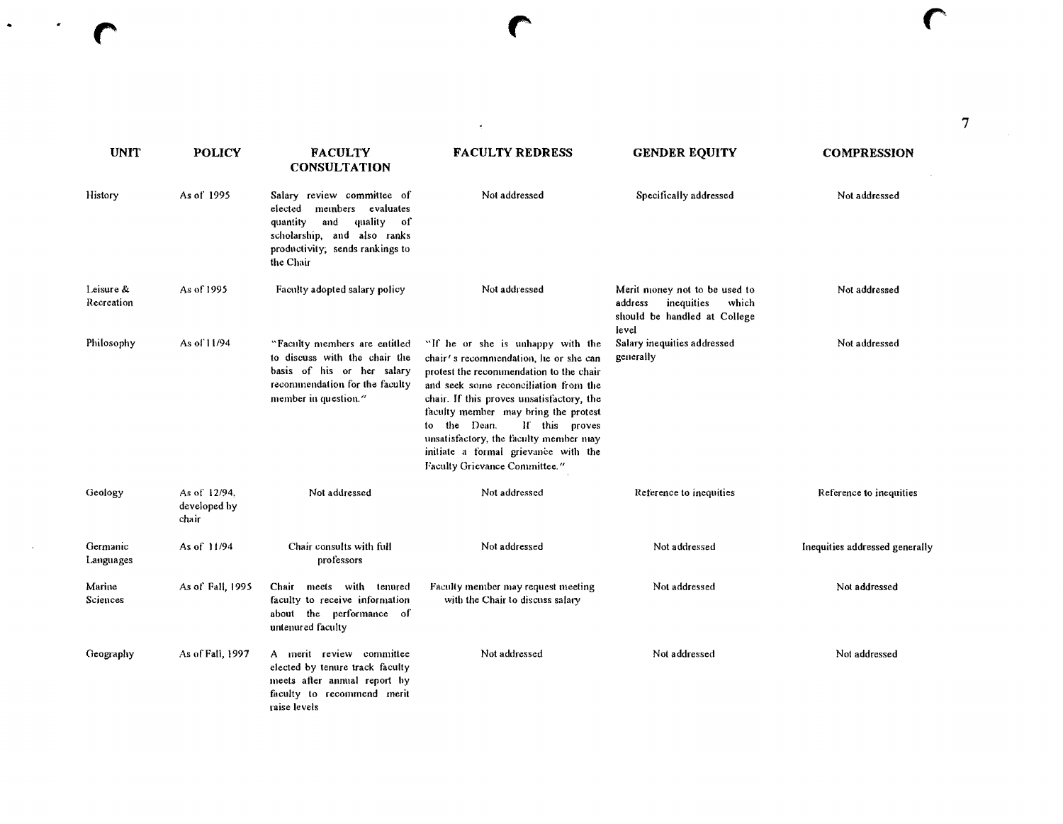| UNIT | POLICY | FACULTY CONSULTATION | FACULTY REDRESS | GENDER EQUITY | COMPRESSION |
|---|---|---|---|---|---|
| History | As of 1995 | Salary review committee of elected members evaluates quantity and quality of scholarship, and also ranks productivity; sends rankings to the Chair | Not addressed | Specifically addressed | Not addressed |
| Leisure & Recreation | As of 1995 | Faculty adopted salary policy | Not addressed | Merit money not to be used to address inequities which should be handled at College level | Not addressed |
| Philosophy | As of 11/94 | "Faculty members are entitled to discuss with the chair the basis of his or her salary recommendation for the faculty member in question." | "If he or she is unhappy with the chair's recommendation, he or she can protest the recommendation to the chair and seek some reconciliation from the chair. If this proves unsatisfactory, the faculty member may bring the protest to the Dean. If this proves unsatisfactory, the faculty member may initiate a formal grievance with the Faculty Grievance Committee." | Salary inequities addressed generally | Not addressed |
| Geology | As of 12/94, developed by chair | Not addressed | Not addressed | Reference to inequities | Reference to inequities |
| Germanic Languages | As of 11/94 | Chair consults with full professors | Not addressed | Not addressed | Inequities addressed generally |
| Marine Sciences | As of Fall, 1995 | Chair meets with tenured faculty to receive information about the performance of untenured faculty | Faculty member may request meeting with the Chair to discuss salary | Not addressed | Not addressed |
| Geography | As of Fall, 1997 | A merit review committee elected by tenure track faculty meets after annual report by faculty to recommend merit raise levels | Not addressed | Not addressed | Not addressed |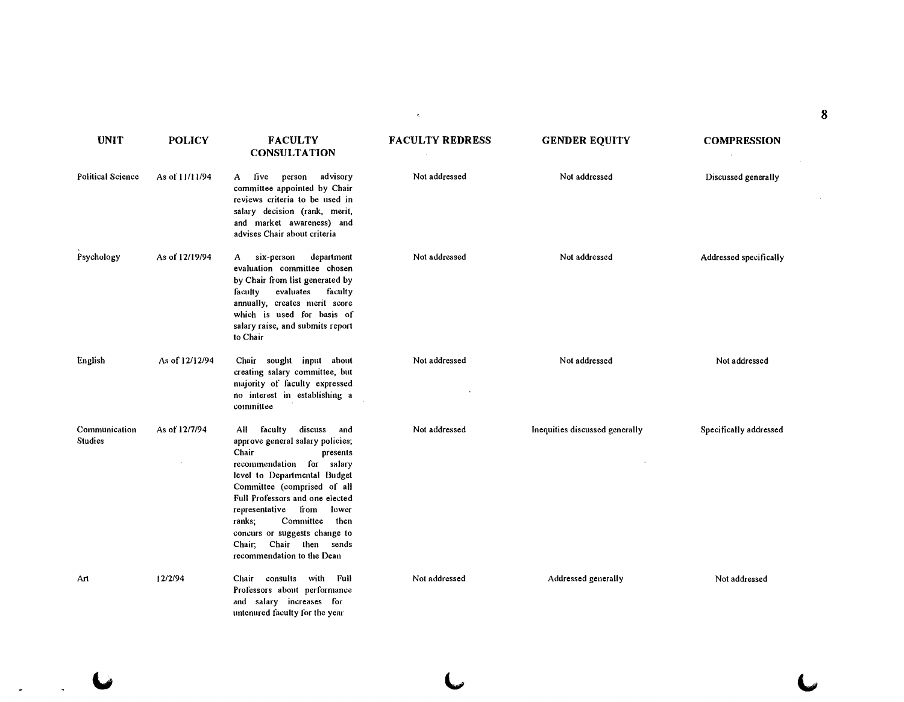| UNIT | POLICY | FACULTY CONSULTATION | FACULTY REDRESS | GENDER EQUITY | COMPRESSION |
|---|---|---|---|---|---|
| Political Science | As of 11/11/94 | A five person advisory committee appointed by Chair reviews criteria to be used in salary decision (rank, merit, and market awareness) and advises Chair about criteria | Not addressed | Not addressed | Discussed generally |
| Psychology | As of 12/19/94 | A six-person department evaluation committee chosen by Chair from list generated by faculty evaluates faculty annually, creates merit score which is used for basis of salary raise, and submits report to Chair | Not addressed | Not addressed | Addressed specifically |
| English | As of 12/12/94 | Chair sought input about creating salary committee, but majority of faculty expressed no interest in establishing a committee | Not addressed | Not addressed | Not addressed |
| Communication Studies | As of 12/7/94 | All faculty discuss and approve general salary policies; Chair presents recommendation for salary level to Departmental Budget Committee (comprised of all Full Professors and one elected representative from lower ranks; Committee then concurs or suggests change to Chair; Chair then sends recommendation to the Dean | Not addressed | Inequities discussed generally | Specifically addressed |
| Art | 12/2/94 | Chair consults with Full Professors about performance and salary increases for untenured faculty for the year | Not addressed | Addressed generally | Not addressed |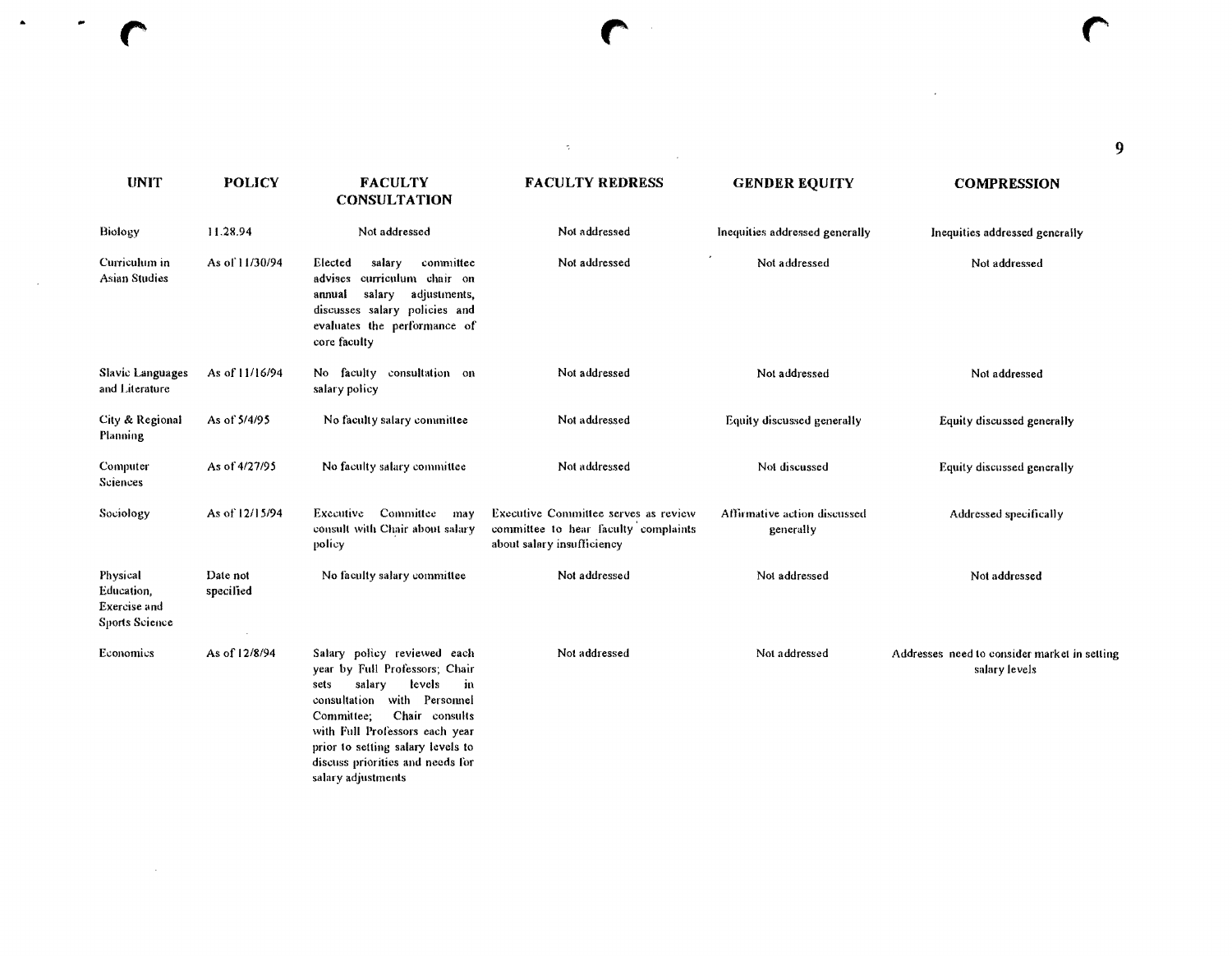| UNIT | POLICY | FACULTY CONSULTATION | FACULTY REDRESS | GENDER EQUITY | COMPRESSION |
| --- | --- | --- | --- | --- | --- |
| Biology | 11.28.94 | Not addressed | Not addressed | Inequities addressed generally | Inequities addressed generally |
| Curriculum in Asian Studies | As of 11/30/94 | Elected salary committee advises curriculum chair on annual salary adjustments, discusses salary policies and evaluates the performance of core faculty | Not addressed | Not addressed | Not addressed |
| Slavic Languages and Literature | As of 11/16/94 | No faculty consultation on salary policy | Not addressed | Not addressed | Not addressed |
| City & Regional Planning | As of 5/4/95 | No faculty salary committee | Not addressed | Equity discussed generally | Equity discussed generally |
| Computer Sciences | As of 4/27/95 | No faculty salary committee | Not addressed | Not discussed | Equity discussed generally |
| Sociology | As of 12/15/94 | Executive Committee may consult with Chair about salary policy | Executive Committee serves as review committee to hear faculty complaints about salary insufficiency | Affirmative action discussed generally | Addressed specifically |
| Physical Education, Exercise and Sports Science | Date not specified | No faculty salary committee | Not addressed | Not addressed | Not addressed |
| Economics | As of 12/8/94 | Salary policy reviewed each year by Full Professors; Chair sets salary levels in consultation with Personnel Committee; Chair consults with Full Professors each year prior to setting salary levels to discuss priorities and needs for salary adjustments | Not addressed | Not addressed | Addresses need to consider market in setting salary levels |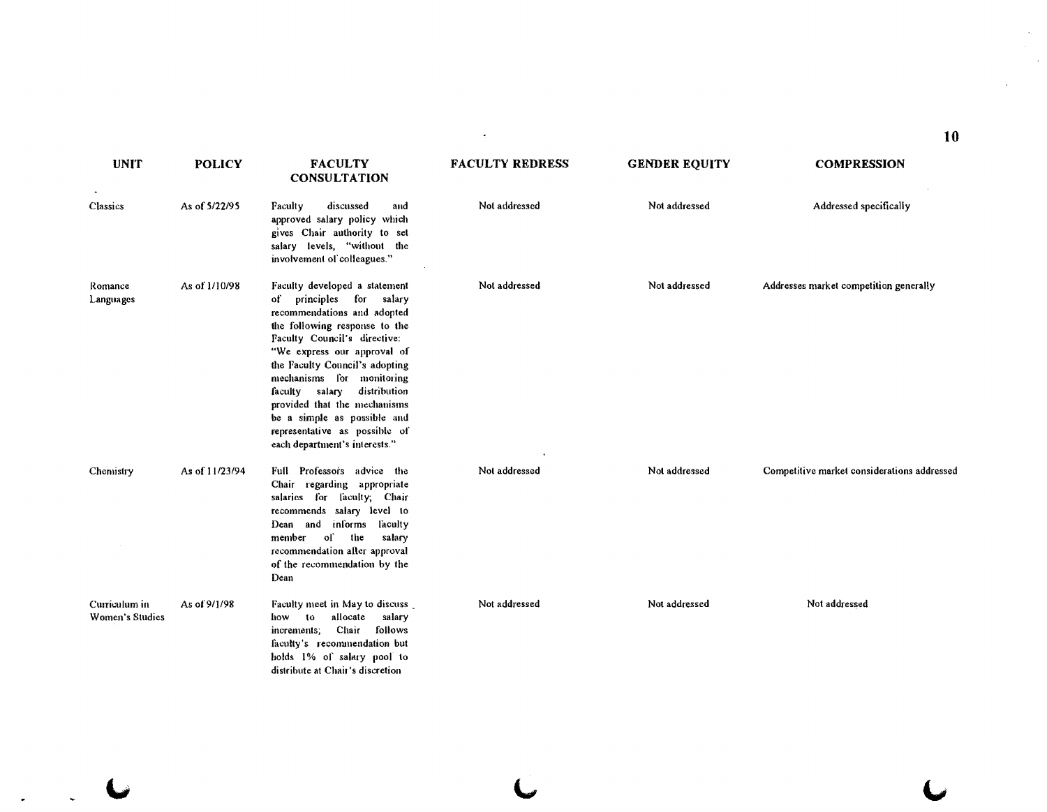| UNIT | POLICY | FACULTY CONSULTATION | FACULTY REDRESS | GENDER EQUITY | COMPRESSION |
|---|---|---|---|---|---|
| Classics | As of 5/22/95 | Faculty discussed and approved salary policy which gives Chair authority to set salary levels, "without the involvement of colleagues." | Not addressed | Not addressed | Addressed specifically |
| Romance Languages | As of 1/10/98 | Faculty developed a statement of principles for salary recommendations and adopted the following response to the Faculty Council's directive: "We express our approval of the Faculty Council's adopting mechanisms for monitoring faculty salary distribution provided that the mechanisms be a simple as possible and representative as possible of each department's interests." | Not addressed | Not addressed | Addresses market competition generally |
| Chemistry | As of 11/23/94 | Full Professors advice the Chair regarding appropriate salaries for faculty; Chair recommends salary level to Dean and informs faculty member of the salary recommendation after approval of the recommendation by the Dean | Not addressed | Not addressed | Competitive market considerations addressed |
| Curriculum in Women's Studies | As of 9/1/98 | Faculty meet in May to discuss how to allocate salary increments; Chair follows faculty's recommendation but holds 1% of salary pool to distribute at Chair's discretion | Not addressed | Not addressed | Not addressed |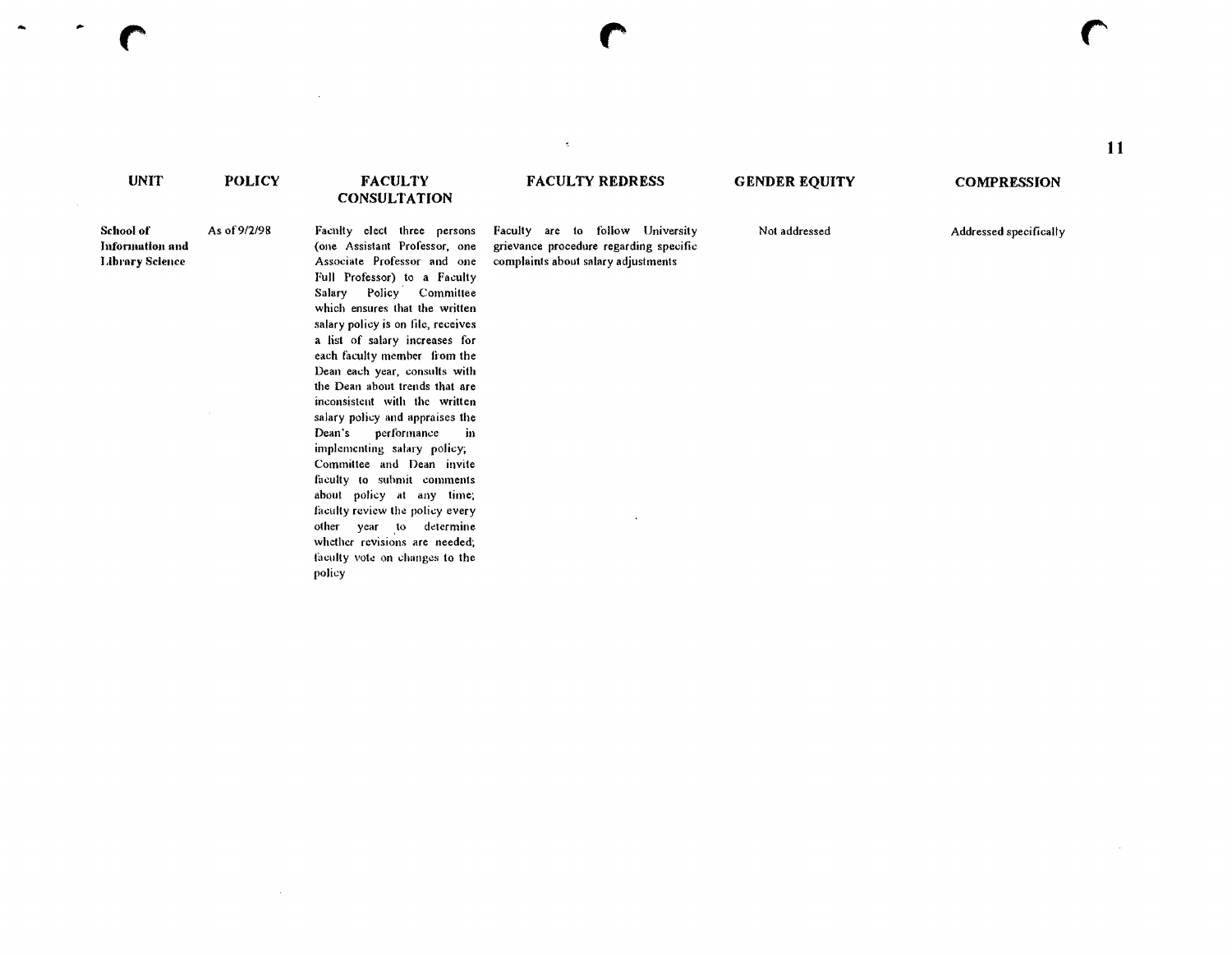| UNIT | POLICY | FACULTY CONSULTATION | FACULTY REDRESS | GENDER EQUITY | COMPRESSION |
|---|---|---|---|---|---|
| School of Information and Library Science | As of 9/2/98 | Faculty elect three persons (one Assistant Professor, one Associate Professor and one Full Professor) to a Faculty Salary Policy Committee which ensures that the written salary policy is on file, receives a list of salary increases for each faculty member from the Dean each year, consults with the Dean about trends that are inconsistent with the written salary policy and appraises the Dean's performance in implementing salary policy; Committee and Dean invite faculty to submit comments about policy at any time; faculty review the policy every other year to determine whether revisions are needed; faculty vote on changes to the policy | Faculty are to follow University grievance procedure regarding specific complaints about salary adjustments | Not addressed | Addressed specifically |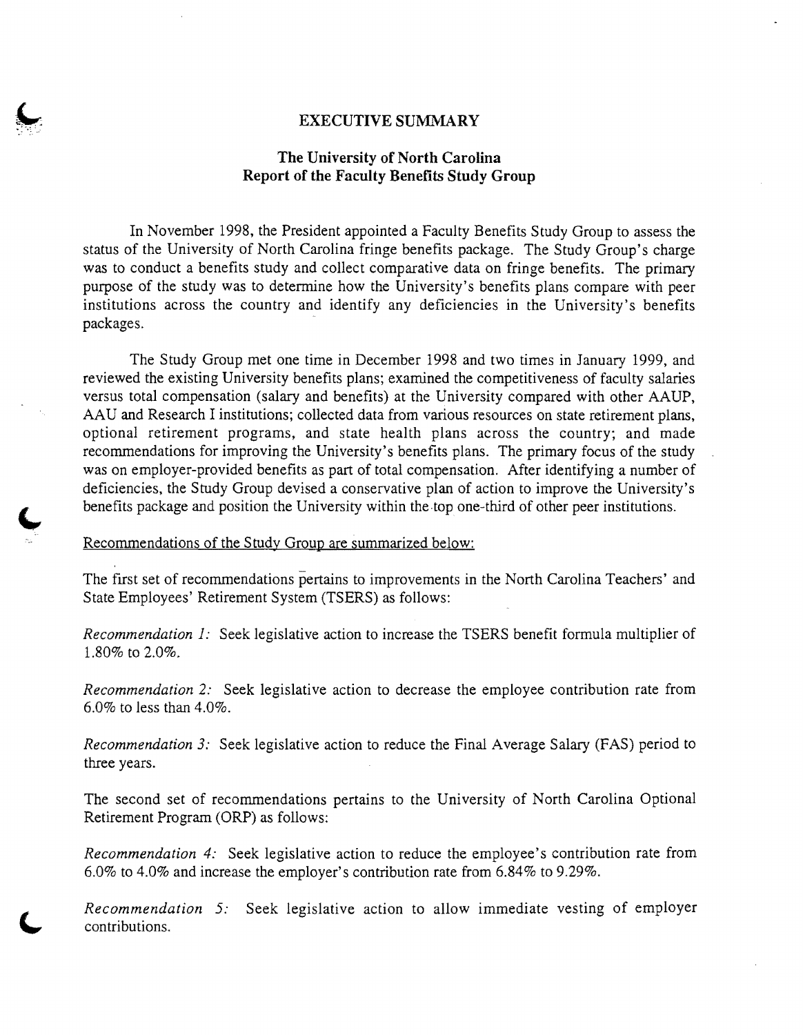## EXECUTIVE SUMMARY

### The University of North Carolina
### Report of the Faculty Benefits Study Group

In November 1998, the President appointed a Faculty Benefits Study Group to assess the status of the University of North Carolina fringe benefits package. The Study Group's charge was to conduct a benefits study and collect comparative data on fringe benefits. The primary purpose of the study was to determine how the University's benefits plans compare with peer institutions across the country and identify any deficiencies in the University's benefits packages.

The Study Group met one time in December 1998 and two times in January 1999, and reviewed the existing University benefits plans; examined the competitiveness of faculty salaries versus total compensation (salary and benefits) at the University compared with other AAUP, AAU and Research I institutions; collected data from various resources on state retirement plans, optional retirement programs, and state health plans across the country; and made recommendations for improving the University's benefits plans. The primary focus of the study was on employer-provided benefits as part of total compensation. After identifying a number of deficiencies, the Study Group devised a conservative plan of action to improve the University's benefits package and position the University within the top one-third of other peer institutions.

Recommendations of the Study Group are summarized below:

The first set of recommendations pertains to improvements in the North Carolina Teachers' and State Employees' Retirement System (TSERS) as follows:

*Recommendation 1:* Seek legislative action to increase the TSERS benefit formula multiplier of 1.80% to 2.0%.

*Recommendation 2:* Seek legislative action to decrease the employee contribution rate from 6.0% to less than 4.0%.

*Recommendation 3:* Seek legislative action to reduce the Final Average Salary (FAS) period to three years.

The second set of recommendations pertains to the University of North Carolina Optional Retirement Program (ORP) as follows:

*Recommendation 4:* Seek legislative action to reduce the employee's contribution rate from 6.0% to 4.0% and increase the employer's contribution rate from 6.84% to 9.29%.

*Recommendation 5:* Seek legislative action to allow immediate vesting of employer contributions.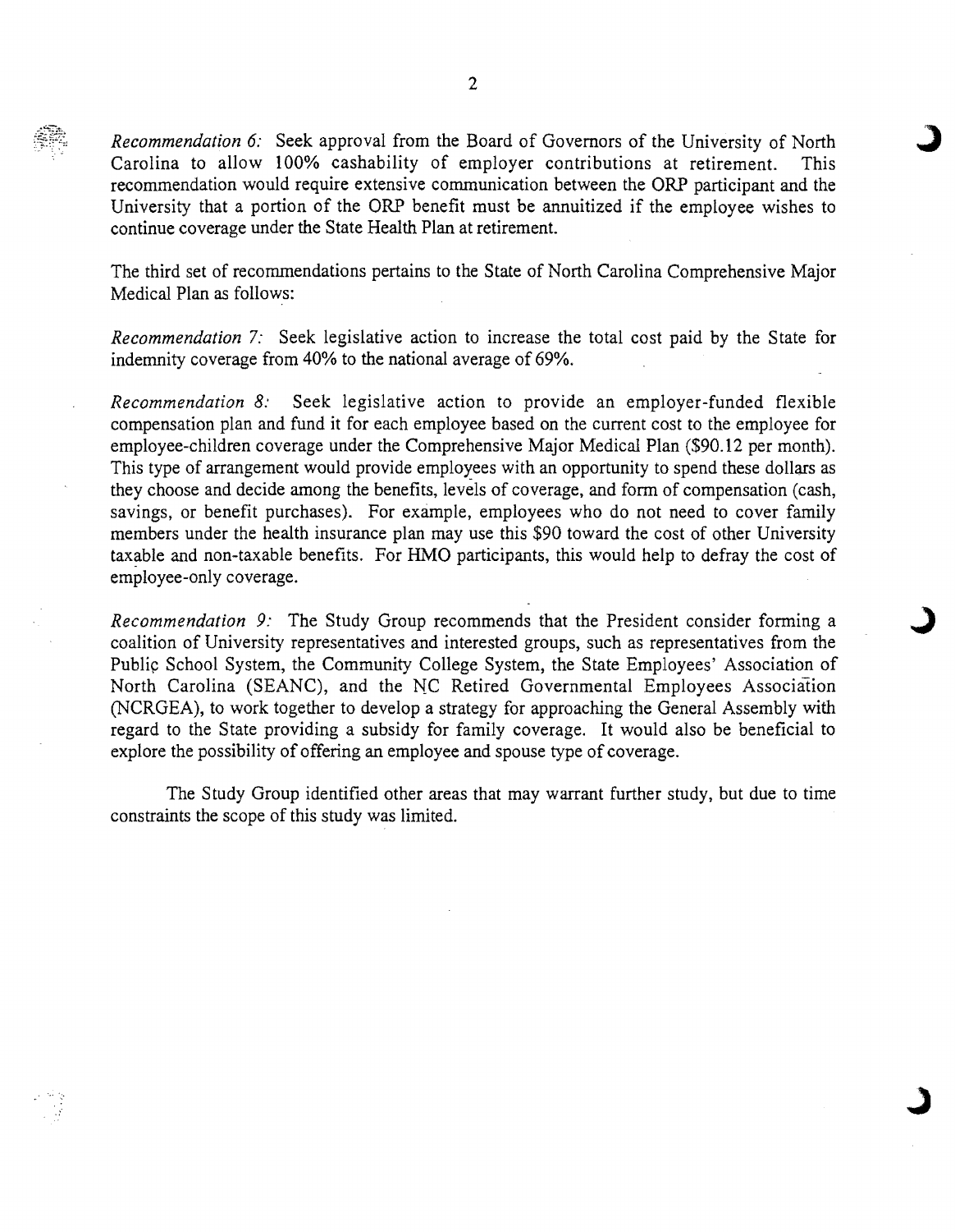*Recommendation 6:* Seek approval from the Board of Governors of the University of North Carolina to allow 100% cashability of employer contributions at retirement. This recommendation would require extensive communication between the ORP participant and the University that a portion of the ORP benefit must be annuitized if the employee wishes to continue coverage under the State Health Plan at retirement.

The third set of recommendations pertains to the State of North Carolina Comprehensive Major Medical Plan as follows:

*Recommendation 7:* Seek legislative action to increase the total cost paid by the State for indemnity coverage from 40% to the national average of 69%.

*Recommendation 8:* Seek legislative action to provide an employer-funded flexible compensation plan and fund it for each employee based on the current cost to the employee for employee-children coverage under the Comprehensive Major Medical Plan ($90.12 per month). This type of arrangement would provide employees with an opportunity to spend these dollars as they choose and decide among the benefits, levels of coverage, and form of compensation (cash, savings, or benefit purchases). For example, employees who do not need to cover family members under the health insurance plan may use this $90 toward the cost of other University taxable and non-taxable benefits. For HMO participants, this would help to defray the cost of employee-only coverage.

*Recommendation 9:* The Study Group recommends that the President consider forming a coalition of University representatives and interested groups, such as representatives from the Public School System, the Community College System, the State Employees' Association of North Carolina (SEANC), and the NC Retired Governmental Employees Association (NCRGEA), to work together to develop a strategy for approaching the General Assembly with regard to the State providing a subsidy for family coverage. It would also be beneficial to explore the possibility of offering an employee and spouse type of coverage.

The Study Group identified other areas that may warrant further study, but due to time constraints the scope of this study was limited.